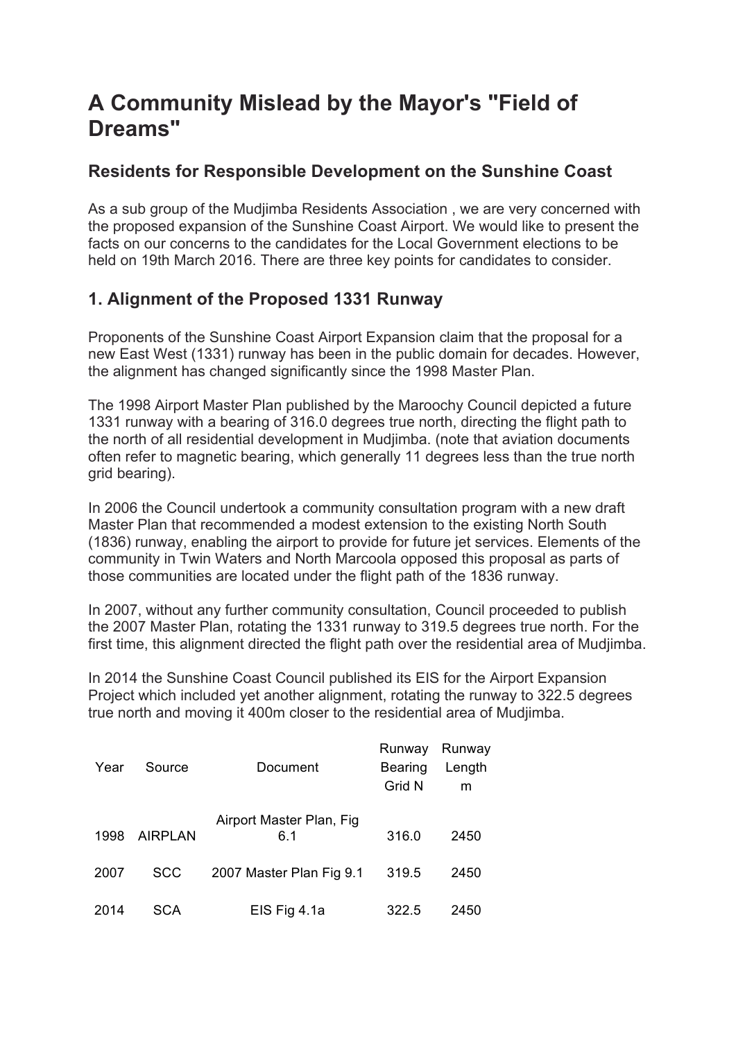# A Community Mislead by the Mayor's "Field of Dreams"

## Residents for Responsible Development on the Sunshine Coast

As a sub group of the Mudjimba Residents Association , we are very concerned with the proposed expansion of the Sunshine Coast Airport. We would like to present the facts on our concerns to the candidates for the Local Government elections to be held on 19th March 2016. There are three key points for candidates to consider.

## 1. Alignment of the Proposed 1331 Runway

Proponents of the Sunshine Coast Airport Expansion claim that the proposal for a new East West (1331) runway has been in the public domain for decades. However, the alignment has changed significantly since the 1998 Master Plan.

The 1998 Airport Master Plan published by the Maroochy Council depicted a future 1331 runway with a bearing of 316.0 degrees true north, directing the flight path to the north of all residential development in Mudjimba. (note that aviation documents often refer to magnetic bearing, which generally 11 degrees less than the true north grid bearing).

In 2006 the Council undertook a community consultation program with a new draft Master Plan that recommended a modest extension to the existing North South (1836) runway, enabling the airport to provide for future jet services. Elements of the community in Twin Waters and North Marcoola opposed this proposal as parts of those communities are located under the flight path of the 1836 runway.

In 2007, without any further community consultation, Council proceeded to publish the 2007 Master Plan, rotating the 1331 runway to 319.5 degrees true north. For the first time, this alignment directed the flight path over the residential area of Mudjimba.

In 2014 the Sunshine Coast Council published its EIS for the Airport Expansion Project which included yet another alignment, rotating the runway to 322.5 degrees true north and moving it 400m closer to the residential area of Mudjimba.

| Year | Source | Document | Runway Bearing Grid N | Runway Length m |
|---|---|---|---|---|
| 1998 | AIRPLAN | Airport Master Plan, Fig 6.1 | 316.0 | 2450 |
| 2007 | SCC | 2007 Master Plan Fig 9.1 | 319.5 | 2450 |
| 2014 | SCA | EIS Fig 4.1a | 322.5 | 2450 |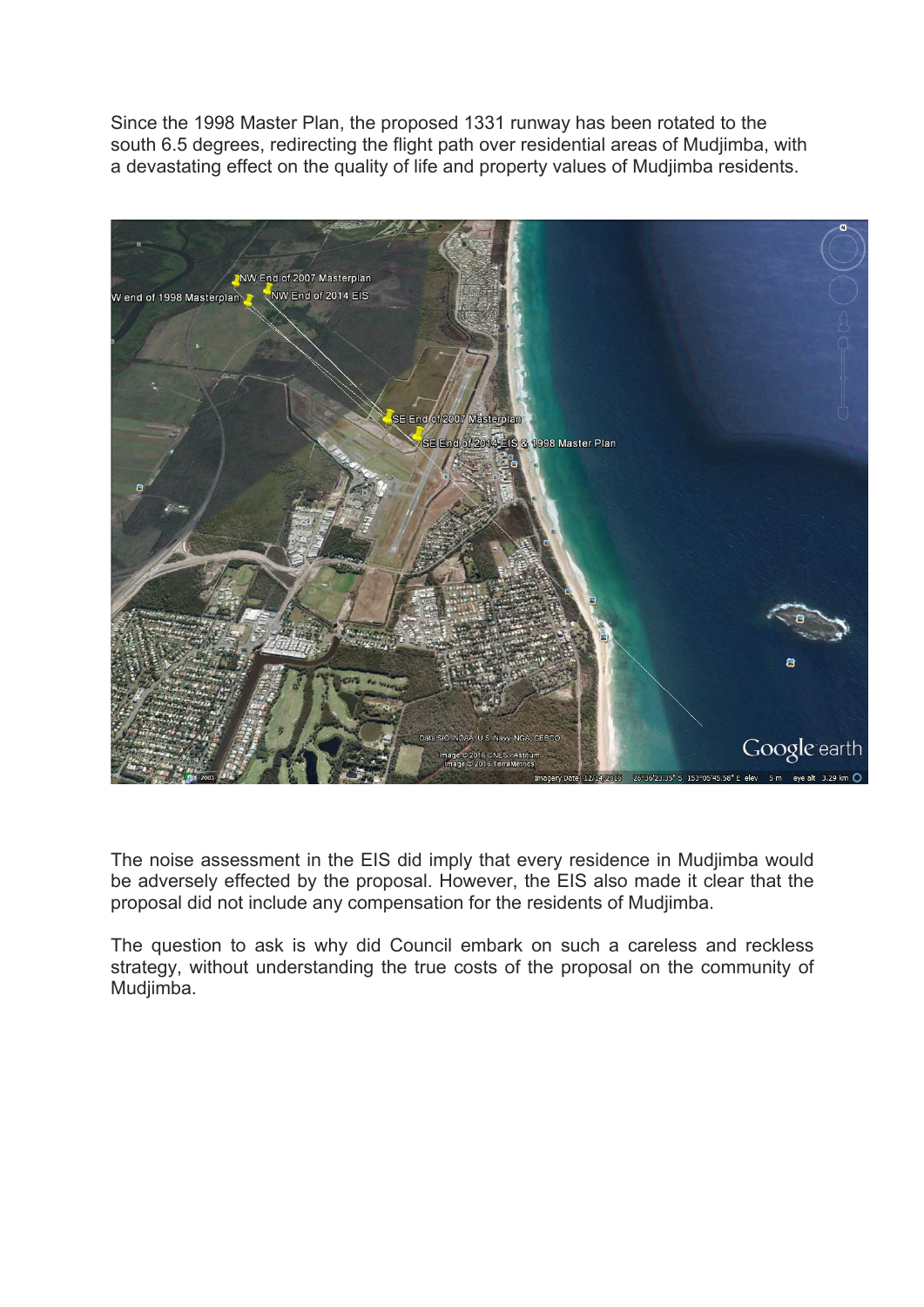Since the 1998 Master Plan, the proposed 1331 runway has been rotated to the south 6.5 degrees, redirecting the flight path over residential areas of Mudjimba, with a devastating effect on the quality of life and property values of Mudjimba residents.

The noise assessment in the EIS did imply that every residence in Mudjimba would be adversely effected by the proposal. However, the EIS also made it clear that the proposal did not include any compensation for the residents of Mudjimba.

The question to ask is why did Council embark on such a careless and reckless strategy, without understanding the true costs of the proposal on the community of Mudjimba.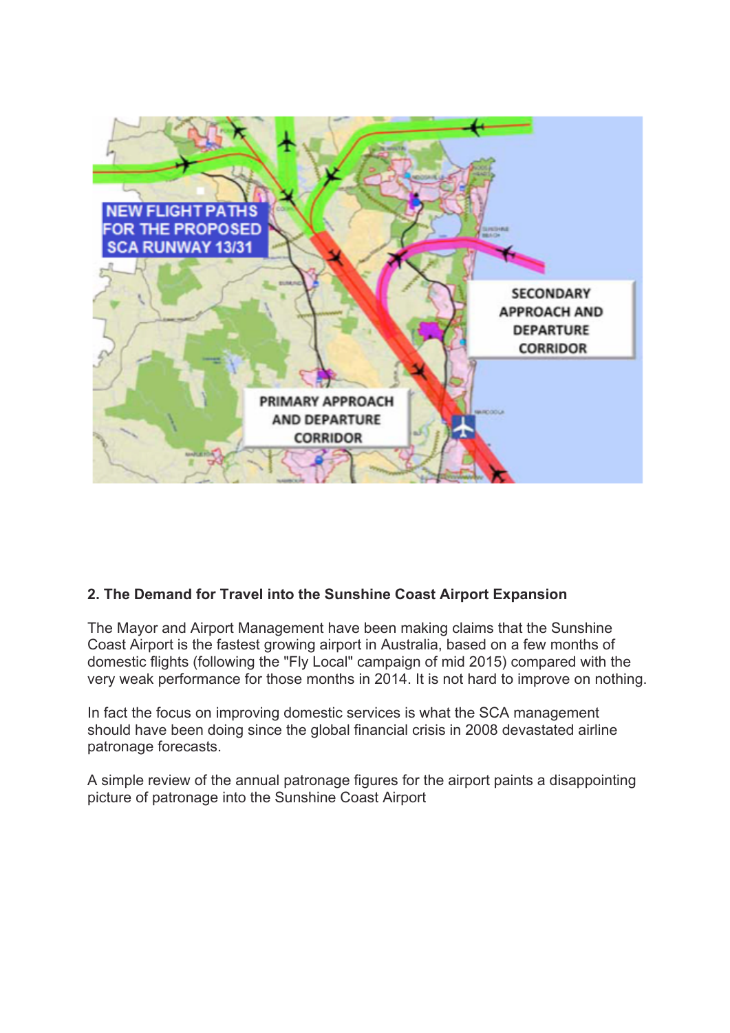## 2. The Demand for Travel into the Sunshine Coast Airport Expansion

The Mayor and Airport Management have been making claims that the Sunshine Coast Airport is the fastest growing airport in Australia, based on a few months of domestic flights (following the "Fly Local" campaign of mid 2015) compared with the very weak performance for those months in 2014. It is not hard to improve on nothing.

In fact the focus on improving domestic services is what the SCA management should have been doing since the global financial crisis in 2008 devastated airline patronage forecasts.

A simple review of the annual patronage figures for the airport paints a disappointing picture of patronage into the Sunshine Coast Airport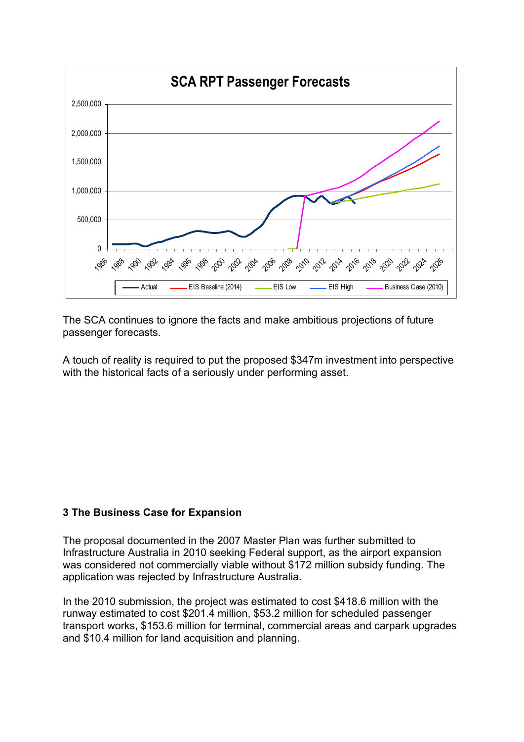The SCA continues to ignore the facts and make ambitious projections of future passenger forecasts.

A touch of reality is required to put the proposed $347m investment into perspective with the historical facts of a seriously under performing asset.

**3 The Business Case for Expansion**

The proposal documented in the 2007 Master Plan was further submitted to Infrastructure Australia in 2010 seeking Federal support, as the airport expansion was considered not commercially viable without $172 million subsidy funding. The application was rejected by Infrastructure Australia.

In the 2010 submission, the project was estimated to cost $418.6 million with the runway estimated to cost $201.4 million, $53.2 million for scheduled passenger transport works, $153.6 million for terminal, commercial areas and carpark upgrades and $10.4 million for land acquisition and planning.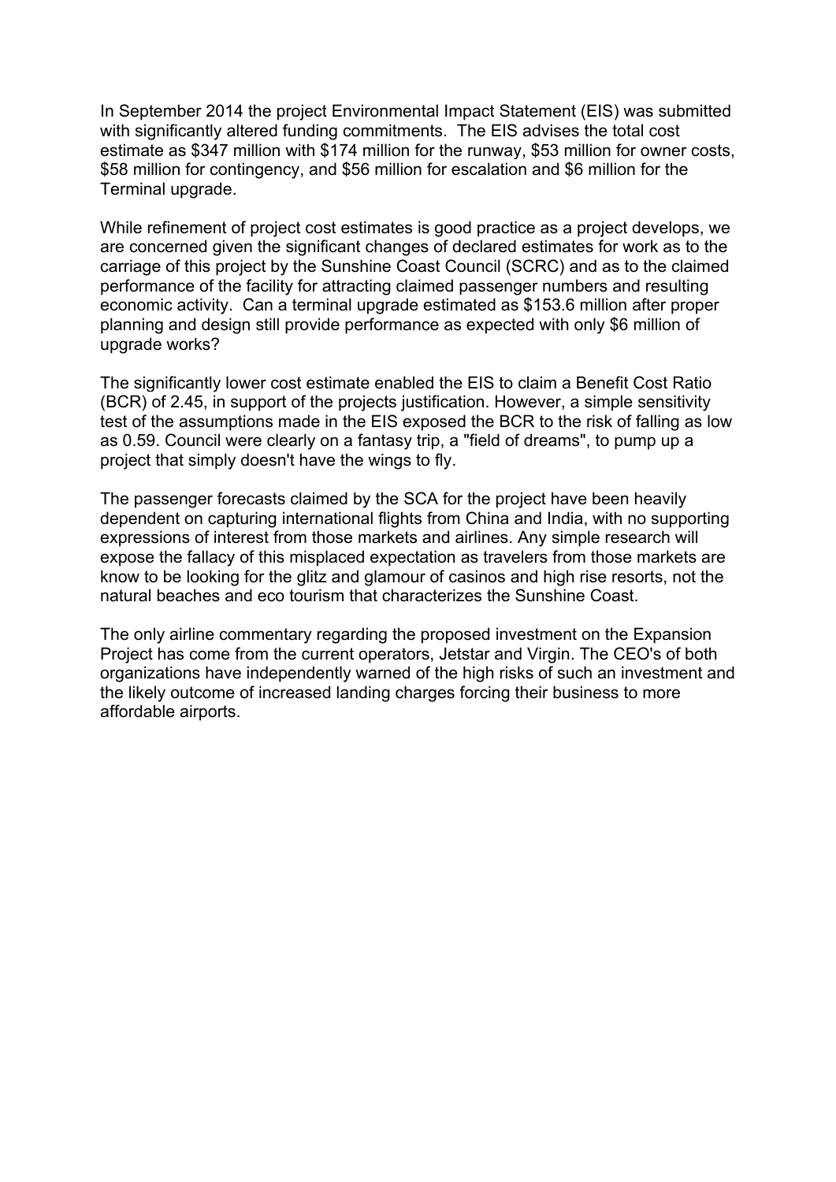In September 2014 the project Environmental Impact Statement (EIS) was submitted with significantly altered funding commitments. The EIS advises the total cost estimate as $347 million with $174 million for the runway, $53 million for owner costs, $58 million for contingency, and $56 million for escalation and $6 million for the Terminal upgrade.

While refinement of project cost estimates is good practice as a project develops, we are concerned given the significant changes of declared estimates for work as to the carriage of this project by the Sunshine Coast Council (SCRC) and as to the claimed performance of the facility for attracting claimed passenger numbers and resulting economic activity. Can a terminal upgrade estimated as $153.6 million after proper planning and design still provide performance as expected with only $6 million of upgrade works?

The significantly lower cost estimate enabled the EIS to claim a Benefit Cost Ratio (BCR) of 2.45, in support of the projects justification. However, a simple sensitivity test of the assumptions made in the EIS exposed the BCR to the risk of falling as low as 0.59. Council were clearly on a fantasy trip, a "field of dreams", to pump up a project that simply doesn't have the wings to fly.

The passenger forecasts claimed by the SCA for the project have been heavily dependent on capturing international flights from China and India, with no supporting expressions of interest from those markets and airlines. Any simple research will expose the fallacy of this misplaced expectation as travelers from those markets are know to be looking for the glitz and glamour of casinos and high rise resorts, not the natural beaches and eco tourism that characterizes the Sunshine Coast.

The only airline commentary regarding the proposed investment on the Expansion Project has come from the current operators, Jetstar and Virgin. The CEO's of both organizations have independently warned of the high risks of such an investment and the likely outcome of increased landing charges forcing their business to more affordable airports.